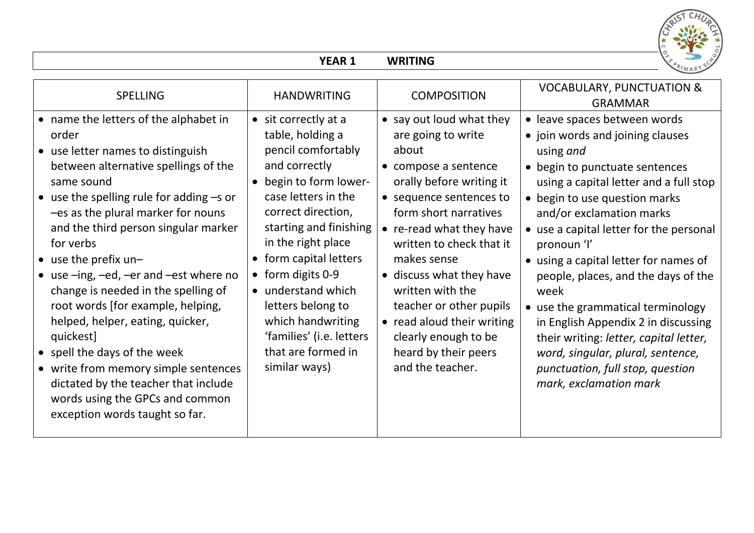# YEAR 1 WRITING

| SPELLING | HANDWRITING | COMPOSITION | VOCABULARY, PUNCTUATION & GRAMMAR |
|---|---|---|---|
| • name the letters of the alphabet in order<br>• use letter names to distinguish between alternative spellings of the same sound<br>• use the spelling rule for adding –s or –es as the plural marker for nouns and the third person singular marker for verbs<br>• use the prefix un–<br>• use –ing, –ed, –er and –est where no change is needed in the spelling of root words [for example, helping, helped, helper, eating, quicker, quickest]<br>• spell the days of the week<br>• write from memory simple sentences dictated by the teacher that include words using the GPCs and common exception words taught so far. | • sit correctly at a table, holding a pencil comfortably and correctly<br>• begin to form lower-case letters in the correct direction, starting and finishing in the right place<br>• form capital letters<br>• form digits 0-9<br>• understand which letters belong to which handwriting 'families' (i.e. letters that are formed in similar ways) | • say out loud what they are going to write about<br>• compose a sentence orally before writing it<br>• sequence sentences to form short narratives<br>• re-read what they have written to check that it makes sense<br>• discuss what they have written with the teacher or other pupils<br>• read aloud their writing clearly enough to be heard by their peers and the teacher. | • leave spaces between words<br>• join words and joining clauses using *and*<br>• begin to punctuate sentences using a capital letter and a full stop<br>• begin to use question marks and/or exclamation marks<br>• use a capital letter for the personal pronoun 'I'<br>• using a capital letter for names of people, places, and the days of the week<br>• use the grammatical terminology in English Appendix 2 in discussing their writing: *letter, capital letter, word, singular, plural, sentence, punctuation, full stop, question mark, exclamation mark* |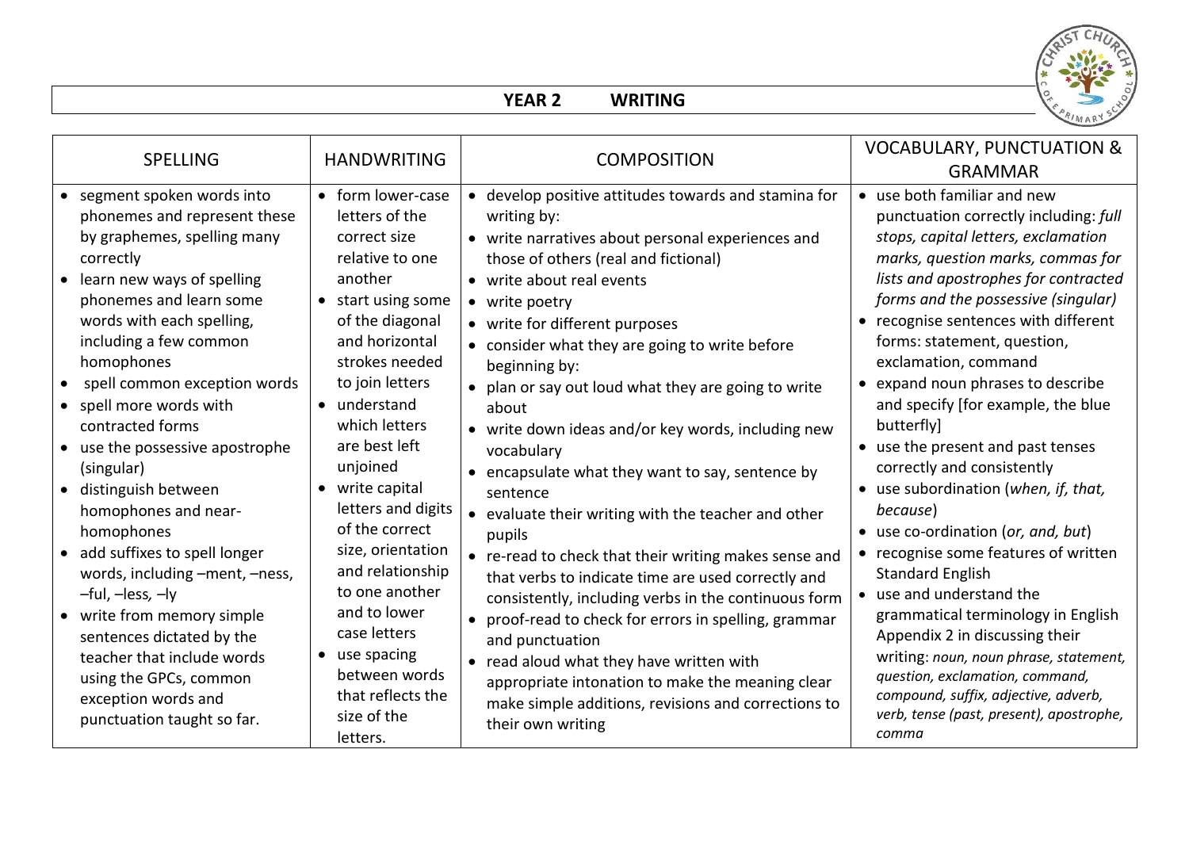# YEAR 2 WRITING

| SPELLING | HANDWRITING | COMPOSITION | VOCABULARY, PUNCTUATION & GRAMMAR |
|---|---|---|---|
| • segment spoken words into phonemes and represent these by graphemes, spelling many correctly<br>• learn new ways of spelling phonemes and learn some words with each spelling, including a few common homophones<br>• spell common exception words<br>• spell more words with contracted forms<br>• use the possessive apostrophe (singular)<br>• distinguish between homophones and near-homophones<br>• add suffixes to spell longer words, including –ment, –ness, –ful, –less, –ly<br>• write from memory simple sentences dictated by the teacher that include words using the GPCs, common exception words and punctuation taught so far. | • form lower-case letters of the correct size relative to one another<br>• start using some of the diagonal and horizontal strokes needed to join letters<br>• understand which letters are best left unjoined<br>• write capital letters and digits of the correct size, orientation and relationship to one another and to lower case letters<br>• use spacing between words that reflects the size of the letters. | • develop positive attitudes towards and stamina for writing by:<br>• write narratives about personal experiences and those of others (real and fictional)<br>• write about real events<br>• write poetry<br>• write for different purposes<br>• consider what they are going to write before beginning by:<br>• plan or say out loud what they are going to write about<br>• write down ideas and/or key words, including new vocabulary<br>• encapsulate what they want to say, sentence by sentence<br>• evaluate their writing with the teacher and other pupils<br>• re-read to check that their writing makes sense and that verbs to indicate time are used correctly and consistently, including verbs in the continuous form<br>• proof-read to check for errors in spelling, grammar and punctuation<br>• read aloud what they have written with appropriate intonation to make the meaning clear make simple additions, revisions and corrections to their own writing | • use both familiar and new punctuation correctly including: *full stops, capital letters, exclamation marks, question marks, commas for lists and apostrophes for contracted forms and the possessive (singular)*<br>• recognise sentences with different forms: statement, question, exclamation, command<br>• expand noun phrases to describe and specify [for example, the blue butterfly]<br>• use the present and past tenses correctly and consistently<br>• use subordination (*when, if, that, because*)<br>• use co-ordination (*or, and, but*)<br>• recognise some features of written Standard English<br>• use and understand the grammatical terminology in English Appendix 2 in discussing their writing: *noun, noun phrase, statement, question, exclamation, command, compound, suffix, adjective, adverb, verb, tense (past, present), apostrophe, comma* |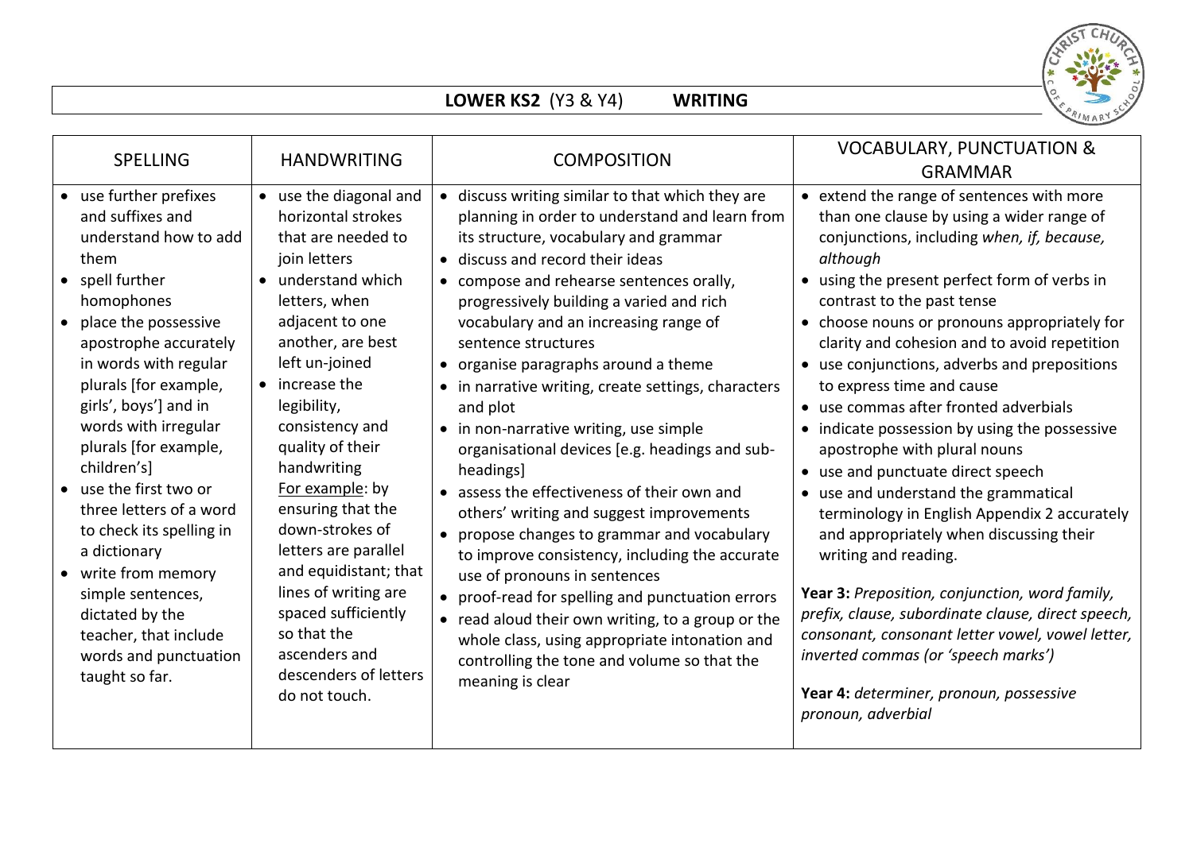# **LOWER KS2** (Y3 & Y4) **WRITING**

| SPELLING | HANDWRITING | COMPOSITION | VOCABULARY, PUNCTUATION & GRAMMAR |
|---|---|---|---|
| • use further prefixes and suffixes and understand how to add them<br>• spell further homophones<br>• place the possessive apostrophe accurately in words with regular plurals [for example, girls', boys'] and in words with irregular plurals [for example, children's]<br>• use the first two or three letters of a word to check its spelling in a dictionary<br>• write from memory simple sentences, dictated by the teacher, that include words and punctuation taught so far. | • use the diagonal and horizontal strokes that are needed to join letters<br>• understand which letters, when adjacent to one another, are best left un-joined<br>• increase the legibility, consistency and quality of their handwriting<br><u>For example</u>: by ensuring that the down-strokes of letters are parallel and equidistant; that lines of writing are spaced sufficiently so that the ascenders and descenders of letters do not touch. | • discuss writing similar to that which they are planning in order to understand and learn from its structure, vocabulary and grammar<br>• discuss and record their ideas<br>• compose and rehearse sentences orally, progressively building a varied and rich vocabulary and an increasing range of sentence structures<br>• organise paragraphs around a theme<br>• in narrative writing, create settings, characters and plot<br>• in non-narrative writing, use simple organisational devices [e.g. headings and sub-headings]<br>• assess the effectiveness of their own and others' writing and suggest improvements<br>• propose changes to grammar and vocabulary to improve consistency, including the accurate use of pronouns in sentences<br>• proof-read for spelling and punctuation errors<br>• read aloud their own writing, to a group or the whole class, using appropriate intonation and controlling the tone and volume so that the meaning is clear | • extend the range of sentences with more than one clause by using a wider range of conjunctions, including *when, if, because, although*<br>• using the present perfect form of verbs in contrast to the past tense<br>• choose nouns or pronouns appropriately for clarity and cohesion and to avoid repetition<br>• use conjunctions, adverbs and prepositions to express time and cause<br>• use commas after fronted adverbials<br>• indicate possession by using the possessive apostrophe with plural nouns<br>• use and punctuate direct speech<br>• use and understand the grammatical terminology in English Appendix 2 accurately and appropriately when discussing their writing and reading.<br><br>**Year 3:** *Preposition, conjunction, word family, prefix, clause, subordinate clause, direct speech, consonant, consonant letter vowel, vowel letter, inverted commas (or 'speech marks')*<br><br>**Year 4:** *determiner, pronoun, possessive pronoun, adverbial* |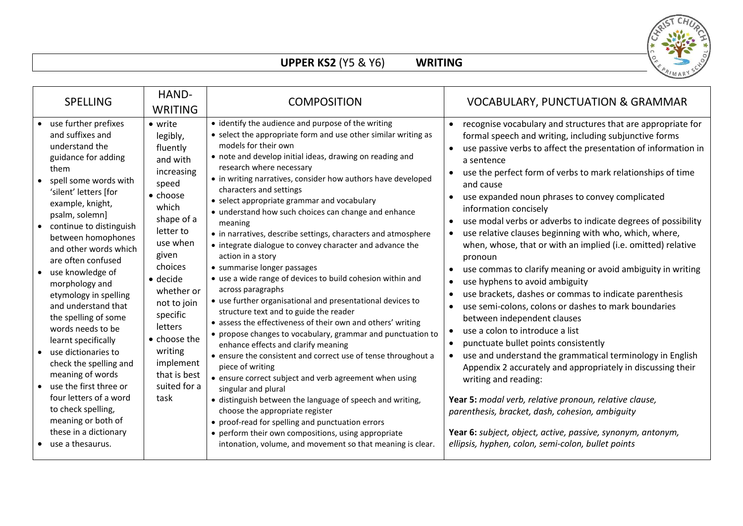# **UPPER KS2** (Y5 & Y6) **WRITING**

| SPELLING | HAND-WRITING | COMPOSITION | VOCABULARY, PUNCTUATION & GRAMMAR |
|---|---|---|---|
| • use further prefixes and suffixes and understand the guidance for adding them<br>• spell some words with 'silent' letters [for example, knight, psalm, solemn]<br>• continue to distinguish between homophones and other words which are often confused<br>• use knowledge of morphology and etymology in spelling and understand that the spelling of some words needs to be learnt specifically<br>• use dictionaries to check the spelling and meaning of words<br>• use the first three or four letters of a word to check spelling, meaning or both of these in a dictionary<br>• use a thesaurus. | • write legibly, fluently and with increasing speed<br>• choose which shape of a letter to use when given choices<br>• decide whether or not to join specific letters<br>• choose the writing implement that is best suited for a task | • identify the audience and purpose of the writing<br>• select the appropriate form and use other similar writing as models for their own<br>• note and develop initial ideas, drawing on reading and research where necessary<br>• in writing narratives, consider how authors have developed characters and settings<br>• select appropriate grammar and vocabulary<br>• understand how such choices can change and enhance meaning<br>• in narratives, describe settings, characters and atmosphere<br>• integrate dialogue to convey character and advance the action in a story<br>• summarise longer passages<br>• use a wide range of devices to build cohesion within and across paragraphs<br>• use further organisational and presentational devices to structure text and to guide the reader<br>• assess the effectiveness of their own and others' writing<br>• propose changes to vocabulary, grammar and punctuation to enhance effects and clarify meaning<br>• ensure the consistent and correct use of tense throughout a piece of writing<br>• ensure correct subject and verb agreement when using singular and plural<br>• distinguish between the language of speech and writing, choose the appropriate register<br>• proof-read for spelling and punctuation errors<br>• perform their own compositions, using appropriate intonation, volume, and movement so that meaning is clear. | • recognise vocabulary and structures that are appropriate for formal speech and writing, including subjunctive forms<br>• use passive verbs to affect the presentation of information in a sentence<br>• use the perfect form of verbs to mark relationships of time and cause<br>• use expanded noun phrases to convey complicated information concisely<br>• use modal verbs or adverbs to indicate degrees of possibility<br>• use relative clauses beginning with who, which, where, when, whose, that or with an implied (i.e. omitted) relative pronoun<br>• use commas to clarify meaning or avoid ambiguity in writing<br>• use hyphens to avoid ambiguity<br>• use brackets, dashes or commas to indicate parenthesis<br>• use semi-colons, colons or dashes to mark boundaries between independent clauses<br>• use a colon to introduce a list<br>• punctuate bullet points consistently<br>• use and understand the grammatical terminology in English Appendix 2 accurately and appropriately in discussing their writing and reading:<br><br>**Year 5:** *modal verb, relative pronoun, relative clause, parenthesis, bracket, dash, cohesion, ambiguity*<br><br>**Year 6:** *subject, object, active, passive, synonym, antonym, ellipsis, hyphen, colon, semi-colon, bullet points* |